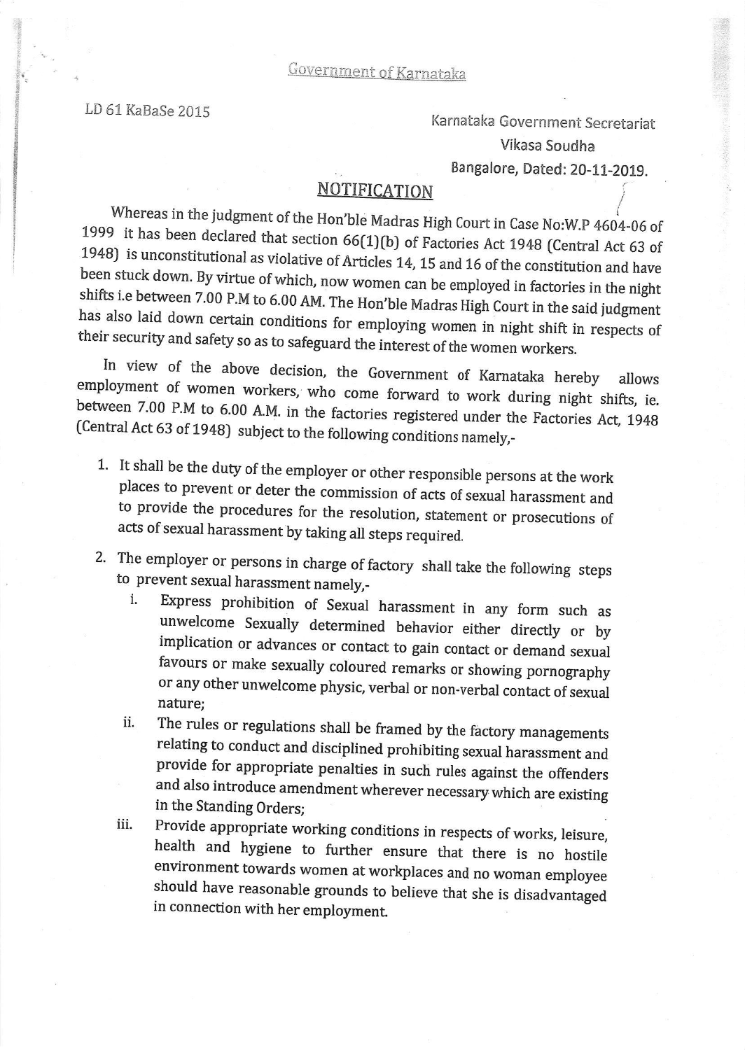Government of Karnataka

LD 61 KaBaSe 2015

Karnataka Government Secretariat
Vikasa Soudha
Bangalore, Dated: 20-11-2019.

## NOTIFICATION

Whereas in the judgment of the Hon'ble Madras High Court in Case No:W.P 4604-06 of 1999 it has been declared that section 66(1)(b) of Factories Act 1948 (Central Act 63 of 1948) is unconstitutional as violative of Articles 14, 15 and 16 of the constitution and have been stuck down. By virtue of which, now women can be employed in factories in the night shifts i.e between 7.00 P.M to 6.00 AM. The Hon'ble Madras High Court in the said judgment has also laid down certain conditions for employing women in night shift in respects of their security and safety so as to safeguard the interest of the women workers.

In view of the above decision, the Government of Karnataka hereby allows employment of women workers, who come forward to work during night shifts, ie. between 7.00 P.M to 6.00 A.M. in the factories registered under the Factories Act, 1948 (Central Act 63 of 1948) subject to the following conditions namely,-

1. It shall be the duty of the employer or other responsible persons at the work places to prevent or deter the commission of acts of sexual harassment and to provide the procedures for the resolution, statement or prosecutions of acts of sexual harassment by taking all steps required.
2. The employer or persons in charge of factory shall take the following steps to prevent sexual harassment namely,-
   i. Express prohibition of Sexual harassment in any form such as unwelcome Sexually determined behavior either directly or by implication or advances or contact to gain contact or demand sexual favours or make sexually coloured remarks or showing pornography or any other unwelcome physic, verbal or non-verbal contact of sexual nature;
   ii. The rules or regulations shall be framed by the factory managements relating to conduct and disciplined prohibiting sexual harassment and provide for appropriate penalties in such rules against the offenders and also introduce amendment wherever necessary which are existing in the Standing Orders;
   iii. Provide appropriate working conditions in respects of works, leisure, health and hygiene to further ensure that there is no hostile environment towards women at workplaces and no woman employee should have reasonable grounds to believe that she is disadvantaged in connection with her employment.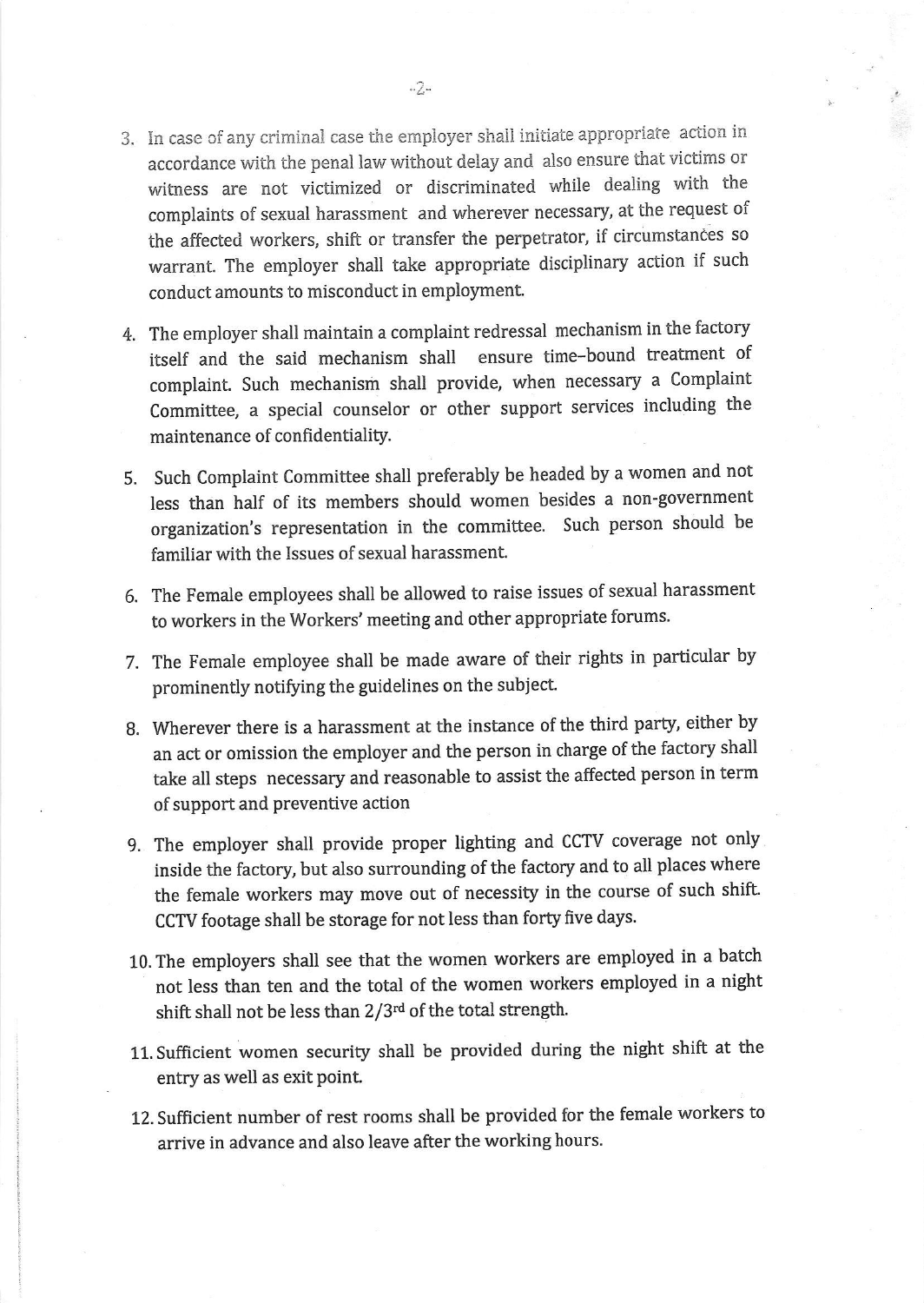3. In case of any criminal case the employer shall initiate appropriate action in accordance with the penal law without delay and also ensure that victims or witness are not victimized or discriminated while dealing with the complaints of sexual harassment and wherever necessary, at the request of the affected workers, shift or transfer the perpetrator, if circumstances so warrant. The employer shall take appropriate disciplinary action if such conduct amounts to misconduct in employment.

4. The employer shall maintain a complaint redressal mechanism in the factory itself and the said mechanism shall ensure time-bound treatment of complaint. Such mechanism shall provide, when necessary a Complaint Committee, a special counselor or other support services including the maintenance of confidentiality.

5. Such Complaint Committee shall preferably be headed by a women and not less than half of its members should women besides a non-government organization's representation in the committee. Such person should be familiar with the Issues of sexual harassment.

6. The Female employees shall be allowed to raise issues of sexual harassment to workers in the Workers' meeting and other appropriate forums.

7. The Female employee shall be made aware of their rights in particular by prominently notifying the guidelines on the subject.

8. Wherever there is a harassment at the instance of the third party, either by an act or omission the employer and the person in charge of the factory shall take all steps necessary and reasonable to assist the affected person in term of support and preventive action

9. The employer shall provide proper lighting and CCTV coverage not only inside the factory, but also surrounding of the factory and to all places where the female workers may move out of necessity in the course of such shift. CCTV footage shall be storage for not less than forty five days.

10. The employers shall see that the women workers are employed in a batch not less than ten and the total of the women workers employed in a night shift shall not be less than 2/3rd of the total strength.

11. Sufficient women security shall be provided during the night shift at the entry as well as exit point.

12. Sufficient number of rest rooms shall be provided for the female workers to arrive in advance and also leave after the working hours.